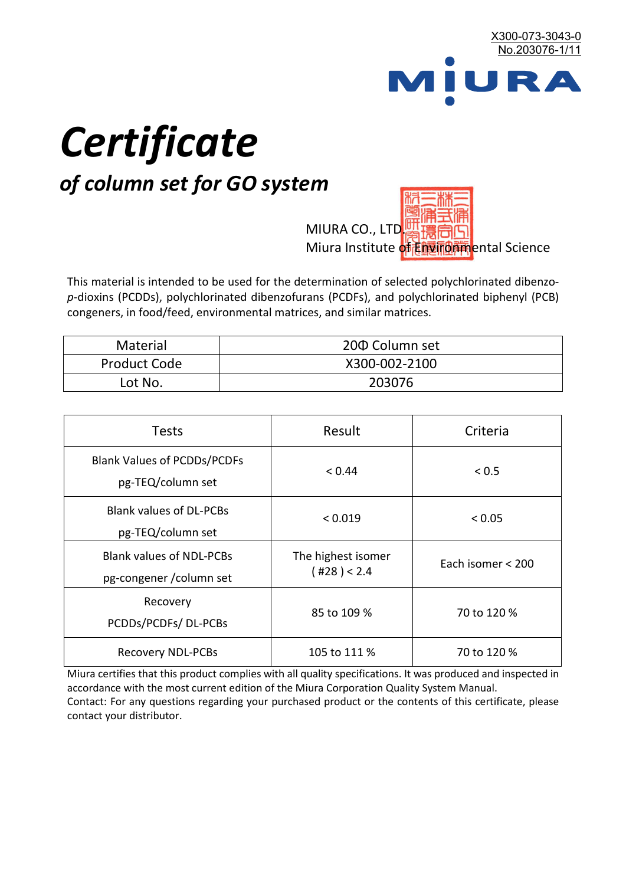X300-073-3043-0
No.203076-1/11

MIURA

# *Certificate*

## *of column set for GO system*

MIURA CO., LTD.
Miura Institute of Environmental Science

This material is intended to be used for the determination of selected polychlorinated dibenzo-*p*-dioxins (PCDDs), polychlorinated dibenzofurans (PCDFs), and polychlorinated biphenyl (PCB) congeners, in food/feed, environmental matrices, and similar matrices.

| Material | 20Φ Column set |
|---|---|
| Product Code | X300-002-2100 |
| Lot No. | 203076 |

| Tests | Result | Criteria |
|---|---|---|
| Blank Values of PCDDs/PCDFs pg-TEQ/column set | < 0.44 | < 0.5 |
| Blank values of DL-PCBs pg-TEQ/column set | < 0.019 | < 0.05 |
| Blank values of NDL-PCBs pg-congener /column set | The highest isomer ( #28 ) < 2.4 | Each isomer < 200 |
| Recovery PCDDs/PCDFs/ DL-PCBs | 85 to 109 % | 70 to 120 % |
| Recovery NDL-PCBs | 105 to 111 % | 70 to 120 % |

Miura certifies that this product complies with all quality specifications. It was produced and inspected in accordance with the most current edition of the Miura Corporation Quality System Manual.
Contact: For any questions regarding your purchased product or the contents of this certificate, please contact your distributor.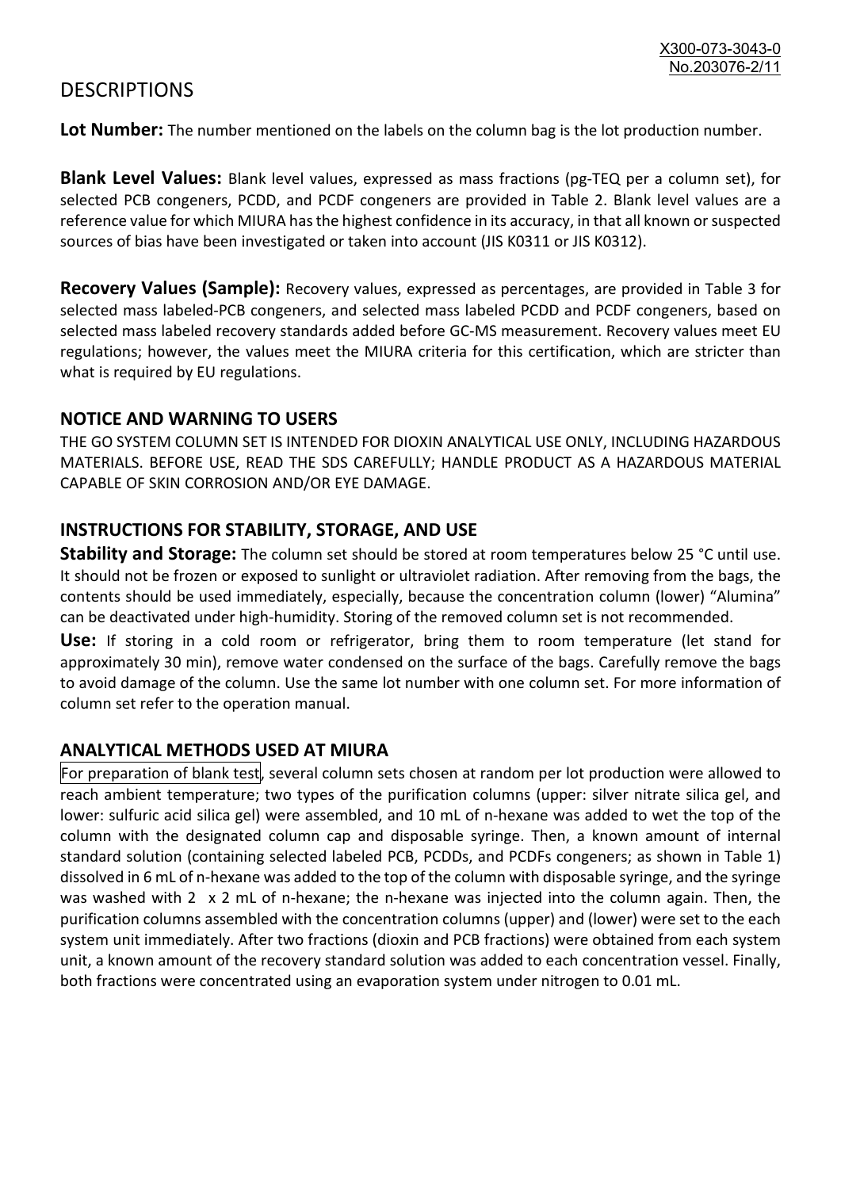# DESCRIPTIONS

**Lot Number:** The number mentioned on the labels on the column bag is the lot production number.

**Blank Level Values:** Blank level values, expressed as mass fractions (pg-TEQ per a column set), for selected PCB congeners, PCDD, and PCDF congeners are provided in Table 2. Blank level values are a reference value for which MIURA has the highest confidence in its accuracy, in that all known or suspected sources of bias have been investigated or taken into account (JIS K0311 or JIS K0312).

**Recovery Values (Sample):** Recovery values, expressed as percentages, are provided in Table 3 for selected mass labeled-PCB congeners, and selected mass labeled PCDD and PCDF congeners, based on selected mass labeled recovery standards added before GC-MS measurement. Recovery values meet EU regulations; however, the values meet the MIURA criteria for this certification, which are stricter than what is required by EU regulations.

## NOTICE AND WARNING TO USERS

THE GO SYSTEM COLUMN SET IS INTENDED FOR DIOXIN ANALYTICAL USE ONLY, INCLUDING HAZARDOUS MATERIALS. BEFORE USE, READ THE SDS CAREFULLY; HANDLE PRODUCT AS A HAZARDOUS MATERIAL CAPABLE OF SKIN CORROSION AND/OR EYE DAMAGE.

## INSTRUCTIONS FOR STABILITY, STORAGE, AND USE

**Stability and Storage:** The column set should be stored at room temperatures below 25 °C until use. It should not be frozen or exposed to sunlight or ultraviolet radiation. After removing from the bags, the contents should be used immediately, especially, because the concentration column (lower) "Alumina" can be deactivated under high-humidity. Storing of the removed column set is not recommended.

**Use:** If storing in a cold room or refrigerator, bring them to room temperature (let stand for approximately 30 min), remove water condensed on the surface of the bags. Carefully remove the bags to avoid damage of the column. Use the same lot number with one column set. For more information of column set refer to the operation manual.

## ANALYTICAL METHODS USED AT MIURA

For preparation of blank test, several column sets chosen at random per lot production were allowed to reach ambient temperature; two types of the purification columns (upper: silver nitrate silica gel, and lower: sulfuric acid silica gel) were assembled, and 10 mL of n-hexane was added to wet the top of the column with the designated column cap and disposable syringe. Then, a known amount of internal standard solution (containing selected labeled PCB, PCDDs, and PCDFs congeners; as shown in Table 1) dissolved in 6 mL of n-hexane was added to the top of the column with disposable syringe, and the syringe was washed with 2 x 2 mL of n-hexane; the n-hexane was injected into the column again. Then, the purification columns assembled with the concentration columns (upper) and (lower) were set to the each system unit immediately. After two fractions (dioxin and PCB fractions) were obtained from each system unit, a known amount of the recovery standard solution was added to each concentration vessel. Finally, both fractions were concentrated using an evaporation system under nitrogen to 0.01 mL.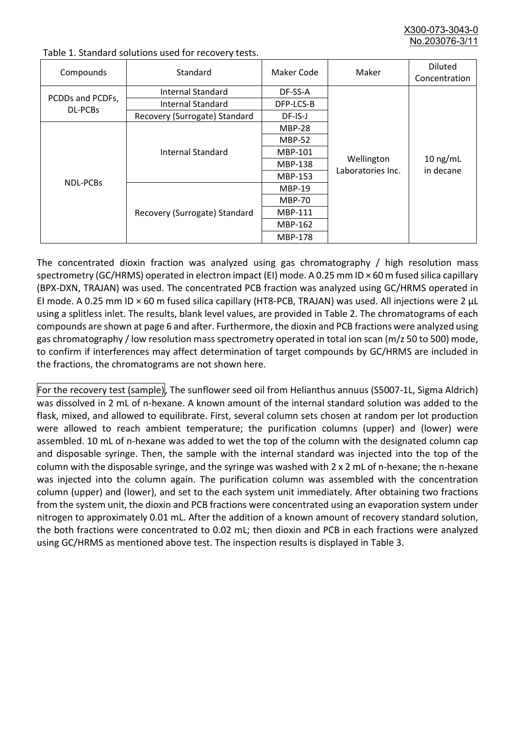Table 1. Standard solutions used for recovery tests.

| Compounds | Standard | Maker Code | Maker | Diluted Concentration |
|---|---|---|---|---|
| PCDDs and PCDFs, DL-PCBs | Internal Standard | DF-SS-A | Wellington Laboratories Inc. | 10 ng/mL in decane |
| | Internal Standard | DFP-LCS-B | | |
| | Recovery (Surrogate) Standard | DF-IS-J | | |
| NDL-PCBs | Internal Standard | MBP-28 | | |
| | | MBP-52 | | |
| | | MBP-101 | | |
| | | MBP-138 | | |
| | | MBP-153 | | |
| | Recovery (Surrogate) Standard | MBP-19 | | |
| | | MBP-70 | | |
| | | MBP-111 | | |
| | | MBP-162 | | |
| | | MBP-178 | | |

The concentrated dioxin fraction was analyzed using gas chromatography / high resolution mass spectrometry (GC/HRMS) operated in electron impact (EI) mode. A 0.25 mm ID × 60 m fused silica capillary (BPX-DXN, TRAJAN) was used. The concentrated PCB fraction was analyzed using GC/HRMS operated in EI mode. A 0.25 mm ID × 60 m fused silica capillary (HT8-PCB, TRAJAN) was used. All injections were 2 µL using a splitless inlet. The results, blank level values, are provided in Table 2. The chromatograms of each compounds are shown at page 6 and after. Furthermore, the dioxin and PCB fractions were analyzed using gas chromatography / low resolution mass spectrometry operated in total ion scan (m/z 50 to 500) mode, to confirm if interferences may affect determination of target compounds by GC/HRMS are included in the fractions, the chromatograms are not shown here.

For the recovery test (sample), The sunflower seed oil from Helianthus annuus (S5007-1L, Sigma Aldrich) was dissolved in 2 mL of n-hexane. A known amount of the internal standard solution was added to the flask, mixed, and allowed to equilibrate. First, several column sets chosen at random per lot production were allowed to reach ambient temperature; the purification columns (upper) and (lower) were assembled. 10 mL of n-hexane was added to wet the top of the column with the designated column cap and disposable syringe. Then, the sample with the internal standard was injected into the top of the column with the disposable syringe, and the syringe was washed with 2 x 2 mL of n-hexane; the n-hexane was injected into the column again. The purification column was assembled with the concentration column (upper) and (lower), and set to the each system unit immediately. After obtaining two fractions from the system unit, the dioxin and PCB fractions were concentrated using an evaporation system under nitrogen to approximately 0.01 mL. After the addition of a known amount of recovery standard solution, the both fractions were concentrated to 0.02 mL; then dioxin and PCB in each fractions were analyzed using GC/HRMS as mentioned above test. The inspection results is displayed in Table 3.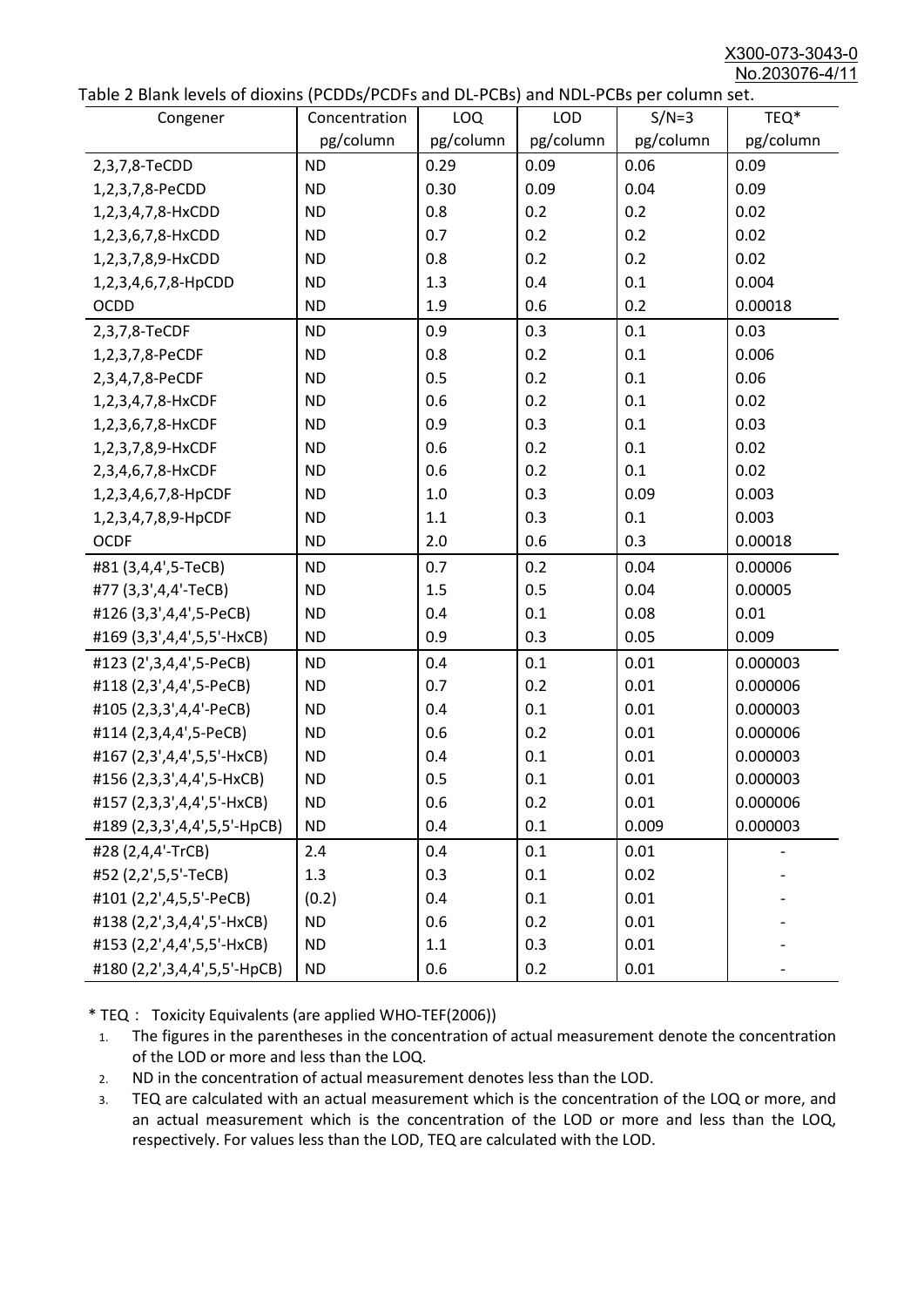X300-073-3043-0

No.203076-4/11

Table 2 Blank levels of dioxins (PCDDs/PCDFs and DL-PCBs) and NDL-PCBs per column set.

| Congener | Concentration pg/column | LOQ pg/column | LOD pg/column | S/N=3 pg/column | TEQ* pg/column |
|---|---|---|---|---|---|
| 2,3,7,8-TeCDD | ND | 0.29 | 0.09 | 0.06 | 0.09 |
| 1,2,3,7,8-PeCDD | ND | 0.30 | 0.09 | 0.04 | 0.09 |
| 1,2,3,4,7,8-HxCDD | ND | 0.8 | 0.2 | 0.2 | 0.02 |
| 1,2,3,6,7,8-HxCDD | ND | 0.7 | 0.2 | 0.2 | 0.02 |
| 1,2,3,7,8,9-HxCDD | ND | 0.8 | 0.2 | 0.2 | 0.02 |
| 1,2,3,4,6,7,8-HpCDD | ND | 1.3 | 0.4 | 0.1 | 0.004 |
| OCDD | ND | 1.9 | 0.6 | 0.2 | 0.00018 |
| 2,3,7,8-TeCDF | ND | 0.9 | 0.3 | 0.1 | 0.03 |
| 1,2,3,7,8-PeCDF | ND | 0.8 | 0.2 | 0.1 | 0.006 |
| 2,3,4,7,8-PeCDF | ND | 0.5 | 0.2 | 0.1 | 0.06 |
| 1,2,3,4,7,8-HxCDF | ND | 0.6 | 0.2 | 0.1 | 0.02 |
| 1,2,3,6,7,8-HxCDF | ND | 0.9 | 0.3 | 0.1 | 0.03 |
| 1,2,3,7,8,9-HxCDF | ND | 0.6 | 0.2 | 0.1 | 0.02 |
| 2,3,4,6,7,8-HxCDF | ND | 0.6 | 0.2 | 0.1 | 0.02 |
| 1,2,3,4,6,7,8-HpCDF | ND | 1.0 | 0.3 | 0.09 | 0.003 |
| 1,2,3,4,7,8,9-HpCDF | ND | 1.1 | 0.3 | 0.1 | 0.003 |
| OCDF | ND | 2.0 | 0.6 | 0.3 | 0.00018 |
| #81 (3,4,4',5-TeCB) | ND | 0.7 | 0.2 | 0.04 | 0.00006 |
| #77 (3,3',4,4'-TeCB) | ND | 1.5 | 0.5 | 0.04 | 0.00005 |
| #126 (3,3',4,4',5-PeCB) | ND | 0.4 | 0.1 | 0.08 | 0.01 |
| #169 (3,3',4,4',5,5'-HxCB) | ND | 0.9 | 0.3 | 0.05 | 0.009 |
| #123 (2',3,4,4',5-PeCB) | ND | 0.4 | 0.1 | 0.01 | 0.000003 |
| #118 (2,3',4,4',5-PeCB) | ND | 0.7 | 0.2 | 0.01 | 0.000006 |
| #105 (2,3,3',4,4'-PeCB) | ND | 0.4 | 0.1 | 0.01 | 0.000003 |
| #114 (2,3,4,4',5-PeCB) | ND | 0.6 | 0.2 | 0.01 | 0.000006 |
| #167 (2,3',4,4',5,5'-HxCB) | ND | 0.4 | 0.1 | 0.01 | 0.000003 |
| #156 (2,3,3',4,4',5-HxCB) | ND | 0.5 | 0.1 | 0.01 | 0.000003 |
| #157 (2,3,3',4,4',5'-HxCB) | ND | 0.6 | 0.2 | 0.01 | 0.000006 |
| #189 (2,3,3',4,4',5,5'-HpCB) | ND | 0.4 | 0.1 | 0.009 | 0.000003 |
| #28 (2,4,4'-TrCB) | 2.4 | 0.4 | 0.1 | 0.01 | - |
| #52 (2,2',5,5'-TeCB) | 1.3 | 0.3 | 0.1 | 0.02 | - |
| #101 (2,2',4,5,5'-PeCB) | (0.2) | 0.4 | 0.1 | 0.01 | - |
| #138 (2,2',3,4,4',5'-HxCB) | ND | 0.6 | 0.2 | 0.01 | - |
| #153 (2,2',4,4',5,5'-HxCB) | ND | 1.1 | 0.3 | 0.01 | - |
| #180 (2,2',3,4,4',5,5'-HpCB) | ND | 0.6 | 0.2 | 0.01 | - |

* TEQ： Toxicity Equivalents (are applied WHO-TEF(2006))

1. The figures in the parentheses in the concentration of actual measurement denote the concentration of the LOD or more and less than the LOQ.
2. ND in the concentration of actual measurement denotes less than the LOD.
3. TEQ are calculated with an actual measurement which is the concentration of the LOQ or more, and an actual measurement which is the concentration of the LOD or more and less than the LOQ, respectively. For values less than the LOD, TEQ are calculated with the LOD.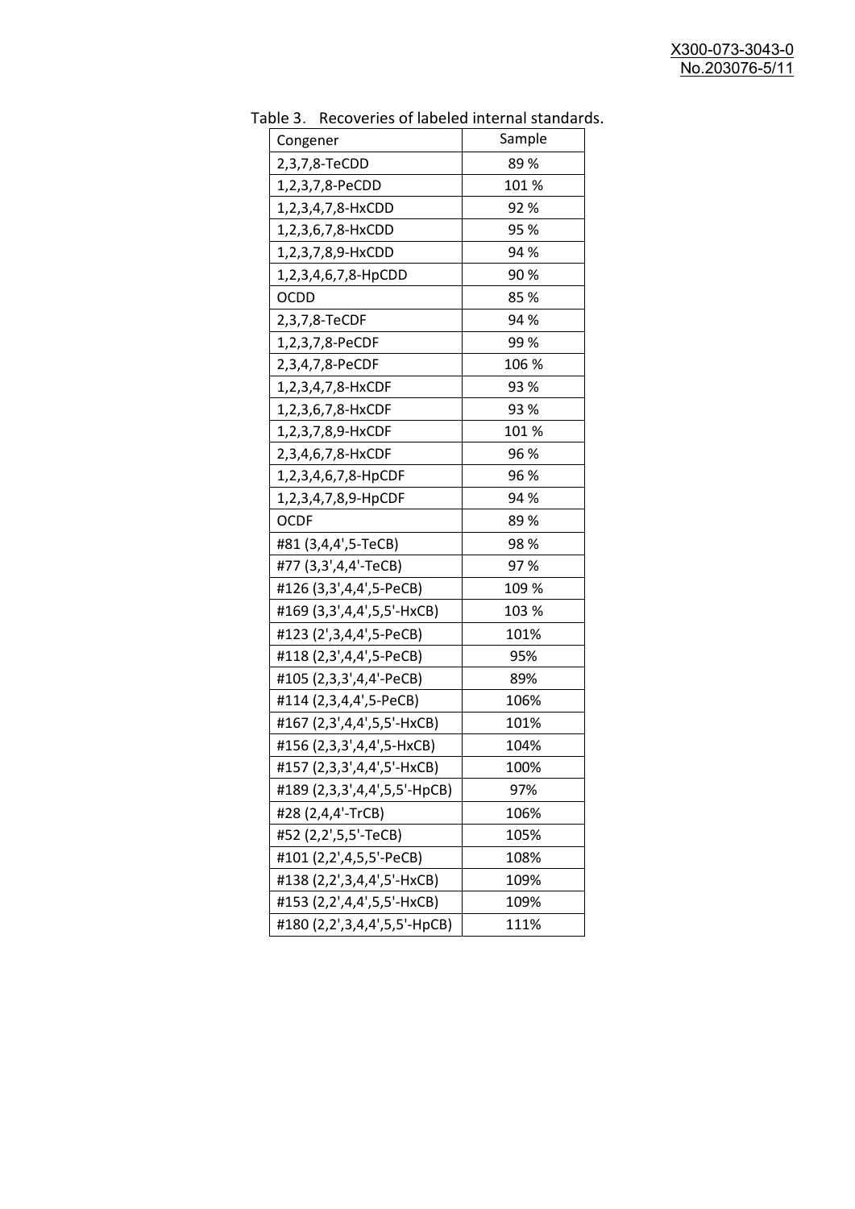Table 3. Recoveries of labeled internal standards.

| Congener | Sample |
|---|---|
| 2,3,7,8-TeCDD | 89 % |
| 1,2,3,7,8-PeCDD | 101 % |
| 1,2,3,4,7,8-HxCDD | 92 % |
| 1,2,3,6,7,8-HxCDD | 95 % |
| 1,2,3,7,8,9-HxCDD | 94 % |
| 1,2,3,4,6,7,8-HpCDD | 90 % |
| OCDD | 85 % |
| 2,3,7,8-TeCDF | 94 % |
| 1,2,3,7,8-PeCDF | 99 % |
| 2,3,4,7,8-PeCDF | 106 % |
| 1,2,3,4,7,8-HxCDF | 93 % |
| 1,2,3,6,7,8-HxCDF | 93 % |
| 1,2,3,7,8,9-HxCDF | 101 % |
| 2,3,4,6,7,8-HxCDF | 96 % |
| 1,2,3,4,6,7,8-HpCDF | 96 % |
| 1,2,3,4,7,8,9-HpCDF | 94 % |
| OCDF | 89 % |
| #81 (3,4,4',5-TeCB) | 98 % |
| #77 (3,3',4,4'-TeCB) | 97 % |
| #126 (3,3',4,4',5-PeCB) | 109 % |
| #169 (3,3',4,4',5,5'-HxCB) | 103 % |
| #123 (2',3,4,4',5-PeCB) | 101% |
| #118 (2,3',4,4',5-PeCB) | 95% |
| #105 (2,3,3',4,4'-PeCB) | 89% |
| #114 (2,3,4,4',5-PeCB) | 106% |
| #167 (2,3',4,4',5,5'-HxCB) | 101% |
| #156 (2,3,3',4,4',5-HxCB) | 104% |
| #157 (2,3,3',4,4',5'-HxCB) | 100% |
| #189 (2,3,3',4,4',5,5'-HpCB) | 97% |
| #28 (2,4,4'-TrCB) | 106% |
| #52 (2,2',5,5'-TeCB) | 105% |
| #101 (2,2',4,5,5'-PeCB) | 108% |
| #138 (2,2',3,4,4',5'-HxCB) | 109% |
| #153 (2,2',4,4',5,5'-HxCB) | 109% |
| #180 (2,2',3,4,4',5,5'-HpCB) | 111% |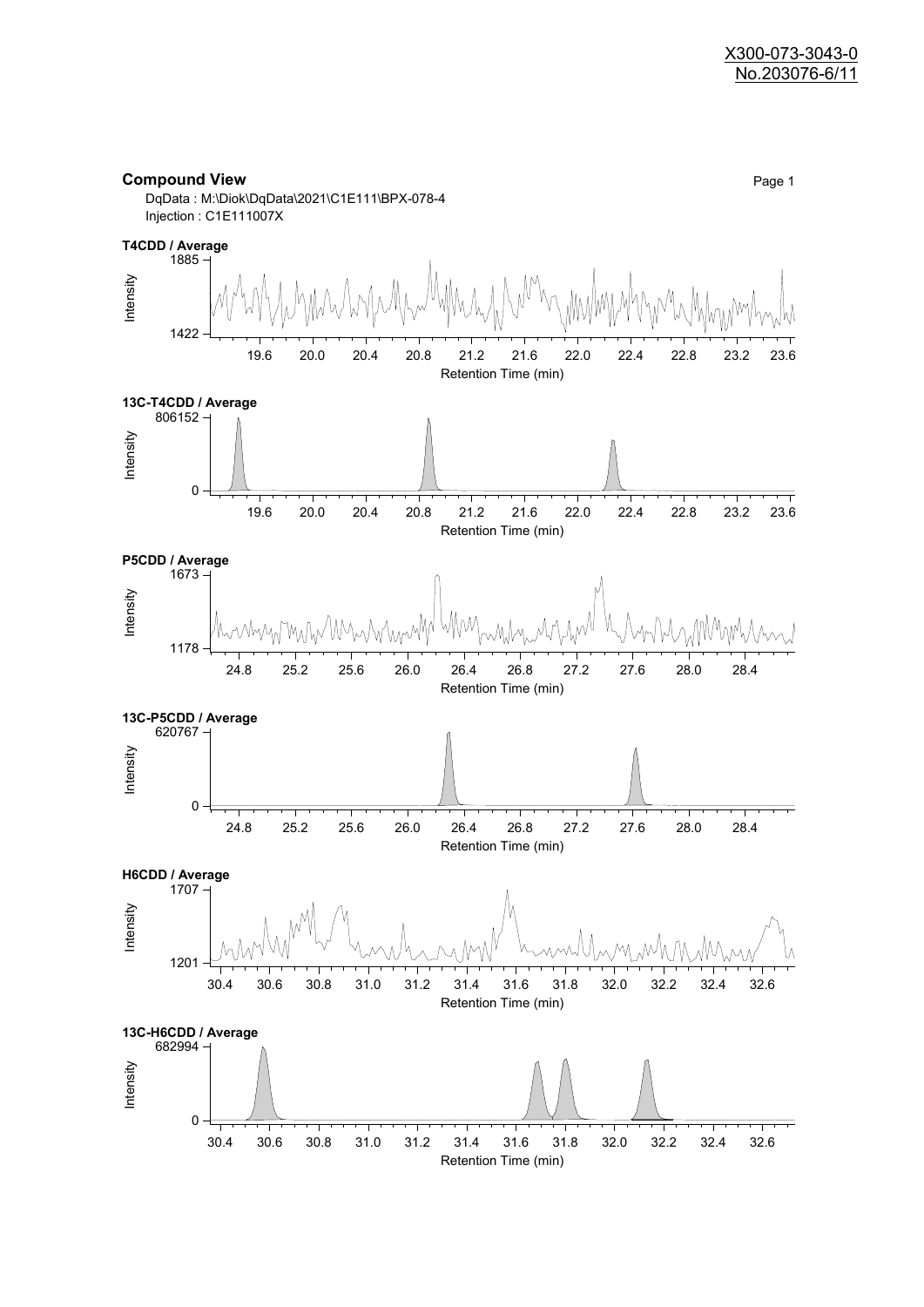# Compound View

DqData : M:\Diok\DqData\2021\C1E111\BPX-078-4
Injection : C1E111007X

**T4CDD / Average**

Intensity: 1422 – 1885
Retention Time (min): 19.6, 20.0, 20.4, 20.8, 21.2, 21.6, 22.0, 22.4, 22.8, 23.2, 23.6

**13C-T4CDD / Average**

Intensity: 0 – 806152
Retention Time (min): 19.6, 20.0, 20.4, 20.8, 21.2, 21.6, 22.0, 22.4, 22.8, 23.2, 23.6

**P5CDD / Average**

Intensity: 1178 – 1673
Retention Time (min): 24.8, 25.2, 25.6, 26.0, 26.4, 26.8, 27.2, 27.6, 28.0, 28.4

**13C-P5CDD / Average**

Intensity: 0 – 620767
Retention Time (min): 24.8, 25.2, 25.6, 26.0, 26.4, 26.8, 27.2, 27.6, 28.0, 28.4

**H6CDD / Average**

Intensity: 1201 – 1707
Retention Time (min): 30.4, 30.6, 30.8, 31.0, 31.2, 31.4, 31.6, 31.8, 32.0, 32.2, 32.4, 32.6

**13C-H6CDD / Average**

Intensity: 0 – 682994
Retention Time (min): 30.4, 30.6, 30.8, 31.0, 31.2, 31.4, 31.6, 31.8, 32.0, 32.2, 32.4, 32.6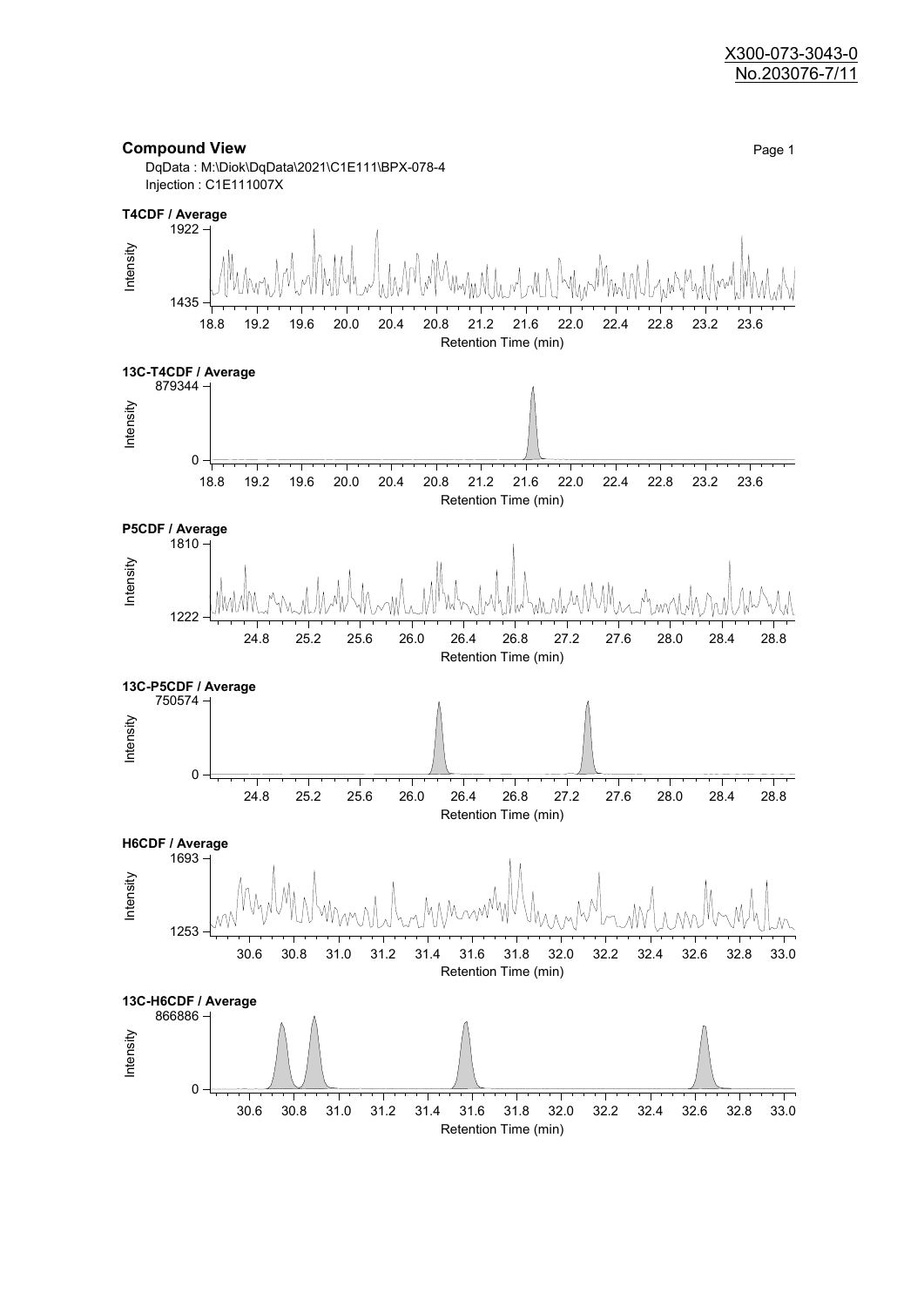## Compound View

DqData : M:\Diok\DqData\2021\C1E111\BPX-078-4
Injection : C1E111007X

**T4CDF / Average**

Intensity: 1435 – 1922
Retention Time (min): 18.8, 19.2, 19.6, 20.0, 20.4, 20.8, 21.2, 21.6, 22.0, 22.4, 22.8, 23.2, 23.6

**13C-T4CDF / Average**

Intensity: 0 – 879344
Retention Time (min): 18.8, 19.2, 19.6, 20.0, 20.4, 20.8, 21.2, 21.6, 22.0, 22.4, 22.8, 23.2, 23.6

**P5CDF / Average**

Intensity: 1222 – 1810
Retention Time (min): 24.8, 25.2, 25.6, 26.0, 26.4, 26.8, 27.2, 27.6, 28.0, 28.4, 28.8

**13C-P5CDF / Average**

Intensity: 0 – 750574
Retention Time (min): 24.8, 25.2, 25.6, 26.0, 26.4, 26.8, 27.2, 27.6, 28.0, 28.4, 28.8

**H6CDF / Average**

Intensity: 1253 – 1693
Retention Time (min): 30.6, 30.8, 31.0, 31.2, 31.4, 31.6, 31.8, 32.0, 32.2, 32.4, 32.6, 32.8, 33.0

**13C-H6CDF / Average**

Intensity: 0 – 866886
Retention Time (min): 30.6, 30.8, 31.0, 31.2, 31.4, 31.6, 31.8, 32.0, 32.2, 32.4, 32.6, 32.8, 33.0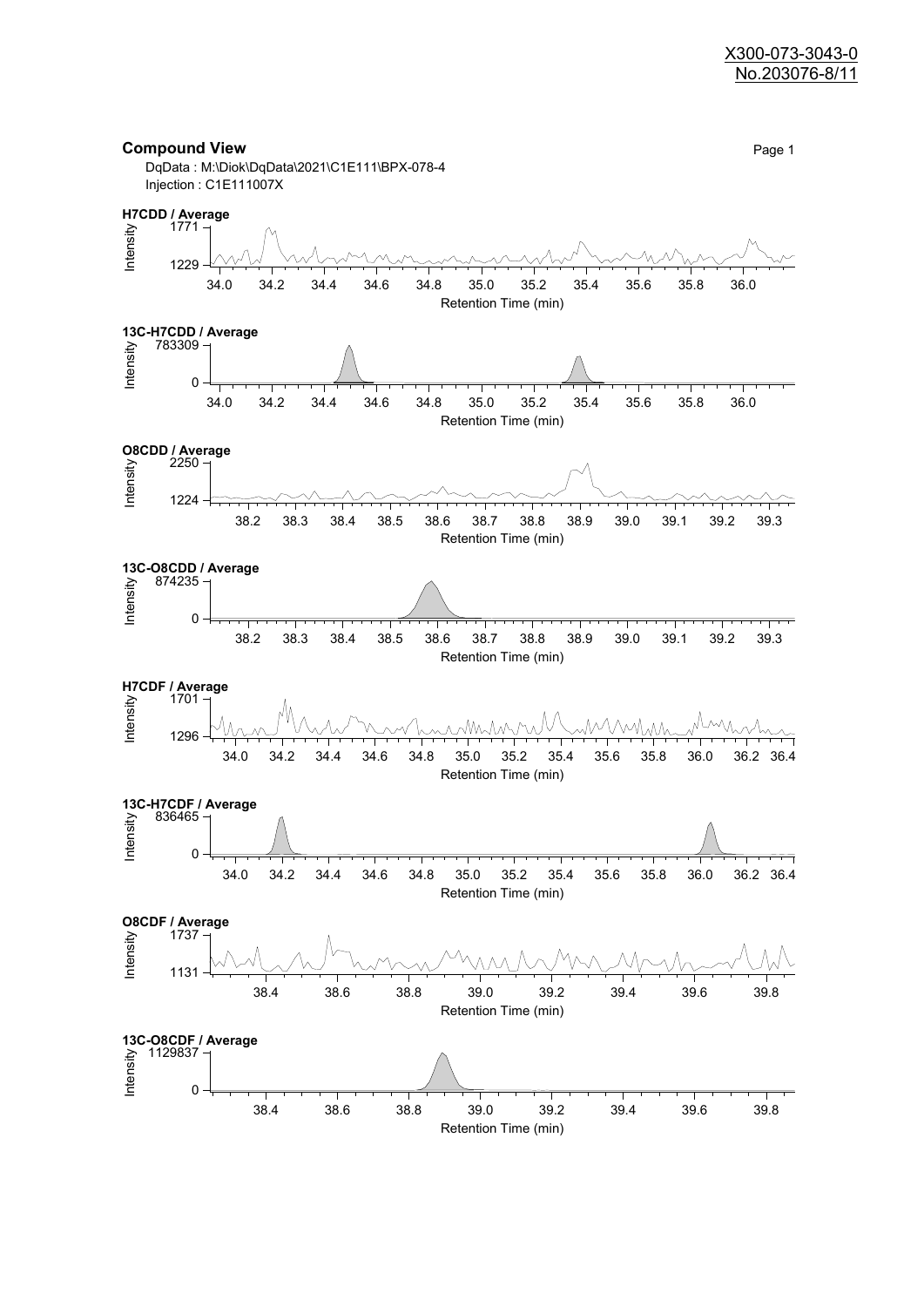## Compound View

DqData : M:\Diok\DqData\2021\C1E111\BPX-078-4
Injection : C1E111007X

**H7CDD / Average**

Intensity: 1229 – 1771

Retention Time (min): 34.0, 34.2, 34.4, 34.6, 34.8, 35.0, 35.2, 35.4, 35.6, 35.8, 36.0

**13C-H7CDD / Average**

Intensity: 0 – 783309

Retention Time (min): 34.0, 34.2, 34.4, 34.6, 34.8, 35.0, 35.2, 35.4, 35.6, 35.8, 36.0

**O8CDD / Average**

Intensity: 1224 – 2250

Retention Time (min): 38.2, 38.3, 38.4, 38.5, 38.6, 38.7, 38.8, 38.9, 39.0, 39.1, 39.2, 39.3

**13C-O8CDD / Average**

Intensity: 0 – 874235

Retention Time (min): 38.2, 38.3, 38.4, 38.5, 38.6, 38.7, 38.8, 38.9, 39.0, 39.1, 39.2, 39.3

**H7CDF / Average**

Intensity: 1296 – 1701

Retention Time (min): 34.0, 34.2, 34.4, 34.6, 34.8, 35.0, 35.2, 35.4, 35.6, 35.8, 36.0, 36.2, 36.4

**13C-H7CDF / Average**

Intensity: 0 – 836465

Retention Time (min): 34.0, 34.2, 34.4, 34.6, 34.8, 35.0, 35.2, 35.4, 35.6, 35.8, 36.0, 36.2, 36.4

**O8CDF / Average**

Intensity: 1131 – 1737

Retention Time (min): 38.4, 38.6, 38.8, 39.0, 39.2, 39.4, 39.6, 39.8

**13C-O8CDF / Average**

Intensity: 0 – 1129837

Retention Time (min): 38.4, 38.6, 38.8, 39.0, 39.2, 39.4, 39.6, 39.8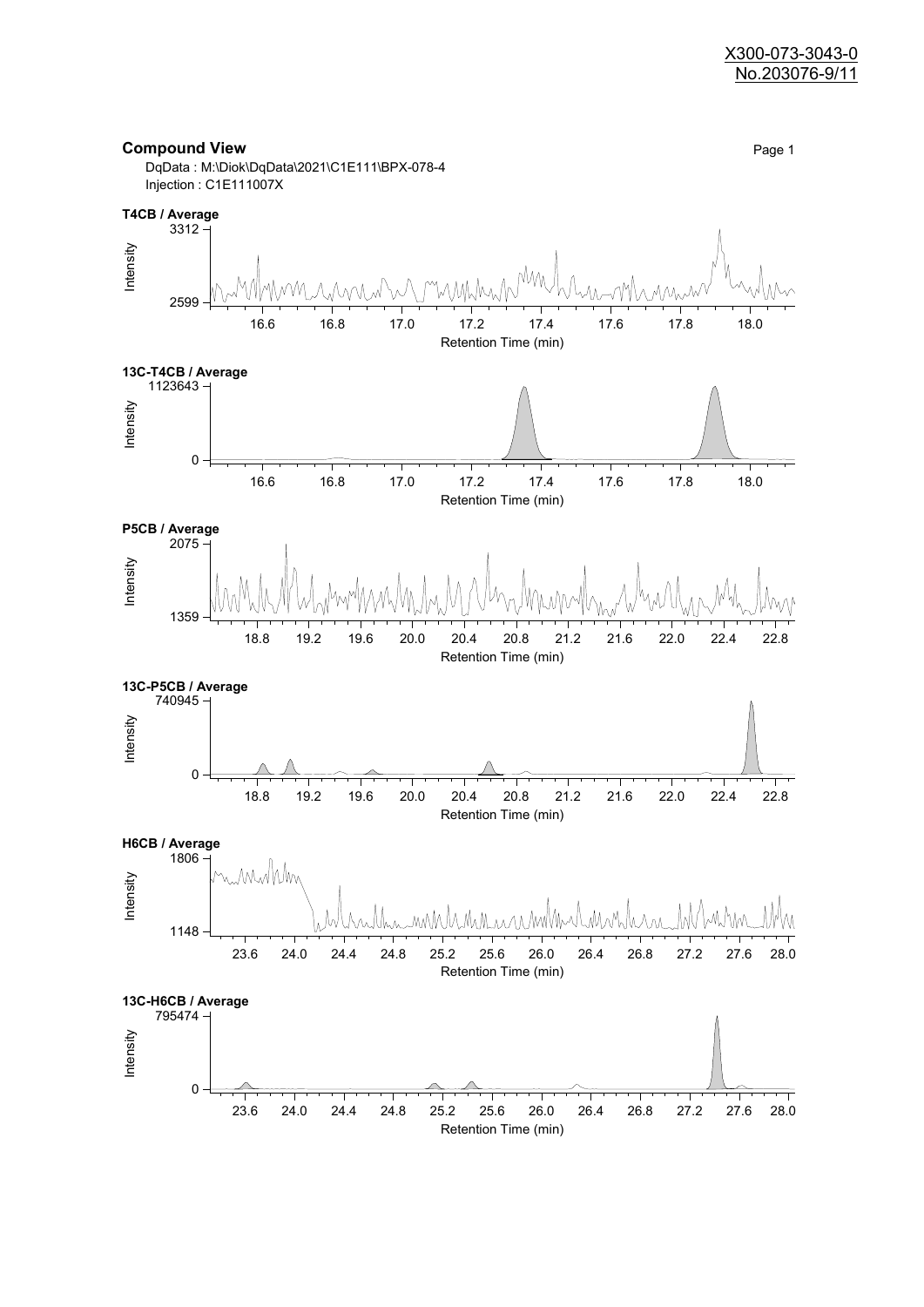X300-073-3043-0
No.203076-9/11

## Compound View

DqData : M:\Diok\DqData\2021\C1E111\BPX-078-4
Injection : C1E111007X

**T4CB / Average**

Intensity: 2599 – 3312
Retention Time (min): 16.6, 16.8, 17.0, 17.2, 17.4, 17.6, 17.8, 18.0

**13C-T4CB / Average**

Intensity: 0 – 1123643
Retention Time (min): 16.6, 16.8, 17.0, 17.2, 17.4, 17.6, 17.8, 18.0

**P5CB / Average**

Intensity: 1359 – 2075
Retention Time (min): 18.8, 19.2, 19.6, 20.0, 20.4, 20.8, 21.2, 21.6, 22.0, 22.4, 22.8

**13C-P5CB / Average**

Intensity: 0 – 740945
Retention Time (min): 18.8, 19.2, 19.6, 20.0, 20.4, 20.8, 21.2, 21.6, 22.0, 22.4, 22.8

**H6CB / Average**

Intensity: 1148 – 1806
Retention Time (min): 23.6, 24.0, 24.4, 24.8, 25.2, 25.6, 26.0, 26.4, 26.8, 27.2, 27.6, 28.0

**13C-H6CB / Average**

Intensity: 0 – 795474
Retention Time (min): 23.6, 24.0, 24.4, 24.8, 25.2, 25.6, 26.0, 26.4, 26.8, 27.2, 27.6, 28.0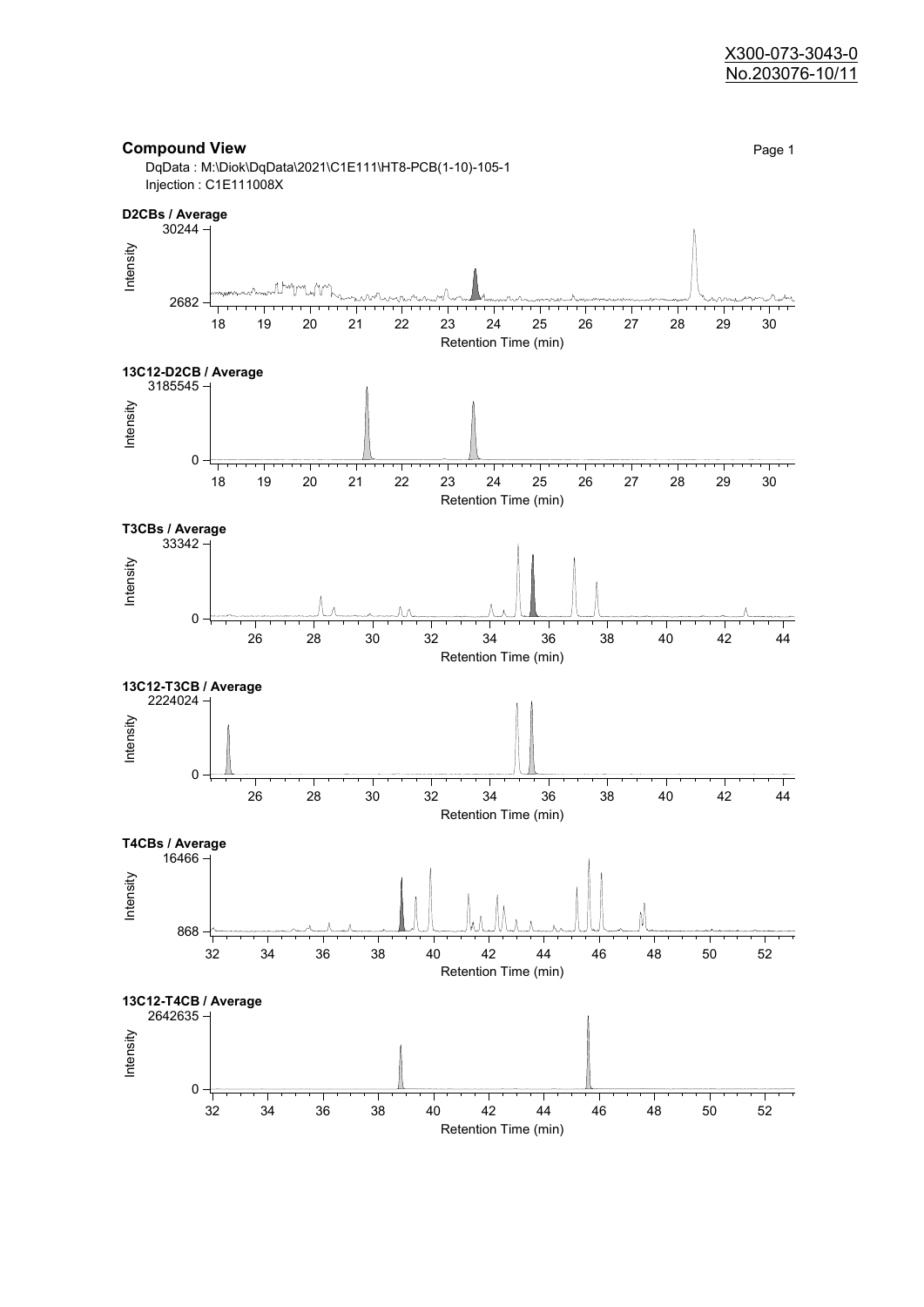X300-073-3043-0
No.203076-10/11

## Compound View

DqData : M:\Diok\DqData\2021\C1E111\HT8-PCB(1-10)-105-1
Injection : C1E111008X

**D2CBs / Average**

Intensity: 2682 – 30244
Retention Time (min): 18 – 30

**13C12-D2CB / Average**

Intensity: 0 – 3185545
Retention Time (min): 18 – 30

**T3CBs / Average**

Intensity: 0 – 33342
Retention Time (min): 26 – 44

**13C12-T3CB / Average**

Intensity: 0 – 2224024
Retention Time (min): 26 – 44

**T4CBs / Average**

Intensity: 868 – 16466
Retention Time (min): 32 – 52

**13C12-T4CB / Average**

Intensity: 0 – 2642635
Retention Time (min): 32 – 52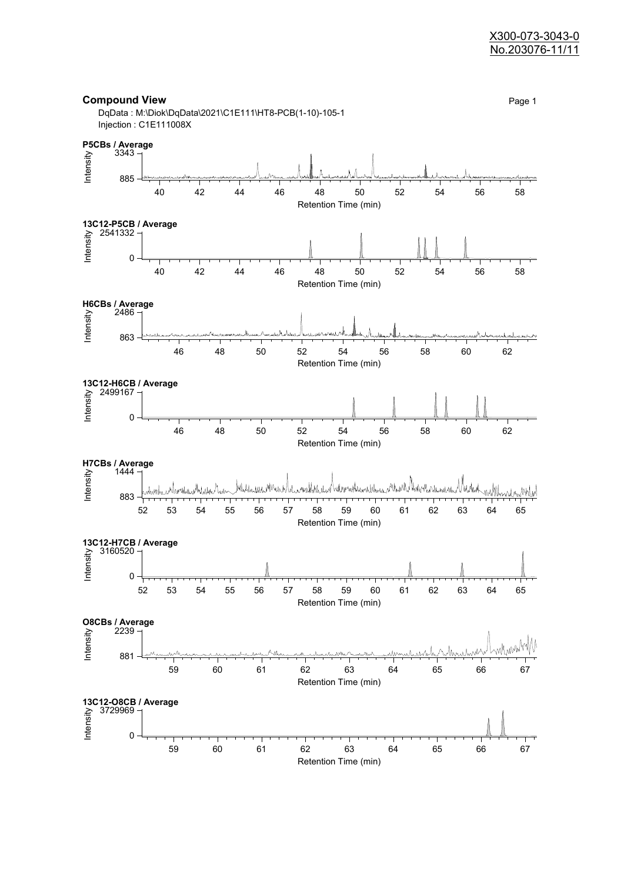X300-073-3043-0
No.203076-11/11

## Compound View

DqData : M:\Diok\DqData\2021\C1E111\HT8-PCB(1-10)-105-1
Injection : C1E111008X

**P5CBs / Average**

Intensity
3343
885
40 42 44 46 48 50 52 54 56 58
Retention Time (min)

**13C12-P5CB / Average**

Intensity
2541332
0
40 42 44 46 48 50 52 54 56 58
Retention Time (min)

**H6CBs / Average**

Intensity
2486
863
46 48 50 52 54 56 58 60 62
Retention Time (min)

**13C12-H6CB / Average**

Intensity
2499167
0
46 48 50 52 54 56 58 60 62
Retention Time (min)

**H7CBs / Average**

Intensity
1444
883
52 53 54 55 56 57 58 59 60 61 62 63 64 65
Retention Time (min)

**13C12-H7CB / Average**

Intensity
3160520
0
52 53 54 55 56 57 58 59 60 61 62 63 64 65
Retention Time (min)

**O8CBs / Average**

Intensity
2239
881
59 60 61 62 63 64 65 66 67
Retention Time (min)

**13C12-O8CB / Average**

Intensity
3729969
0
59 60 61 62 63 64 65 66 67
Retention Time (min)